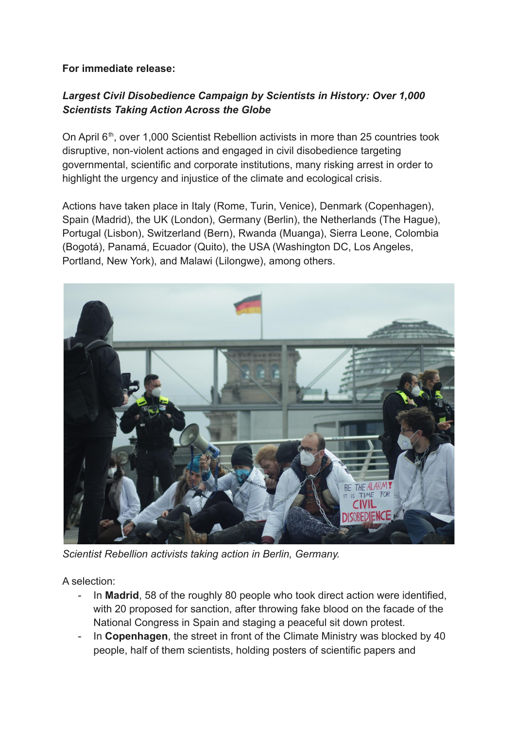**For immediate release:**

***Largest Civil Disobedience Campaign by Scientists in History: Over 1,000 Scientists Taking Action Across the Globe***

On April 6th, over 1,000 Scientist Rebellion activists in more than 25 countries took disruptive, non-violent actions and engaged in civil disobedience targeting governmental, scientific and corporate institutions, many risking arrest in order to highlight the urgency and injustice of the climate and ecological crisis.

Actions have taken place in Italy (Rome, Turin, Venice), Denmark (Copenhagen), Spain (Madrid), the UK (London), Germany (Berlin), the Netherlands (The Hague), Portugal (Lisbon), Switzerland (Bern), Rwanda (Muanga), Sierra Leone, Colombia (Bogotá), Panamá, Ecuador (Quito), the USA (Washington DC, Los Angeles, Portland, New York), and Malawi (Lilongwe), among others.

*Scientist Rebellion activists taking action in Berlin, Germany.*

A selection:

- In **Madrid**, 58 of the roughly 80 people who took direct action were identified, with 20 proposed for sanction, after throwing fake blood on the facade of the National Congress in Spain and staging a peaceful sit down protest.
- In **Copenhagen**, the street in front of the Climate Ministry was blocked by 40 people, half of them scientists, holding posters of scientific papers and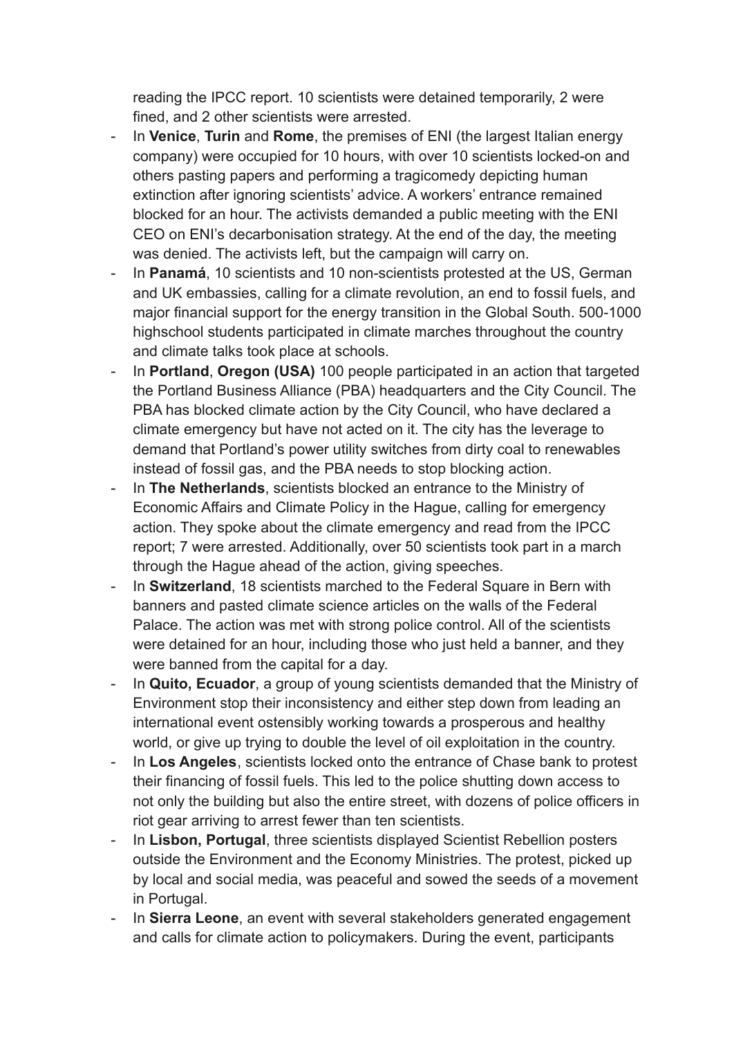reading the IPCC report. 10 scientists were detained temporarily, 2 were fined, and 2 other scientists were arrested.

- In **Venice**, **Turin** and **Rome**, the premises of ENI (the largest Italian energy company) were occupied for 10 hours, with over 10 scientists locked-on and others pasting papers and performing a tragicomedy depicting human extinction after ignoring scientists' advice. A workers' entrance remained blocked for an hour. The activists demanded a public meeting with the ENI CEO on ENI's decarbonisation strategy. At the end of the day, the meeting was denied. The activists left, but the campaign will carry on.
- In **Panamá**, 10 scientists and 10 non-scientists protested at the US, German and UK embassies, calling for a climate revolution, an end to fossil fuels, and major financial support for the energy transition in the Global South. 500-1000 highschool students participated in climate marches throughout the country and climate talks took place at schools.
- In **Portland**, **Oregon (USA)** 100 people participated in an action that targeted the Portland Business Alliance (PBA) headquarters and the City Council. The PBA has blocked climate action by the City Council, who have declared a climate emergency but have not acted on it. The city has the leverage to demand that Portland's power utility switches from dirty coal to renewables instead of fossil gas, and the PBA needs to stop blocking action.
- In **The Netherlands**, scientists blocked an entrance to the Ministry of Economic Affairs and Climate Policy in the Hague, calling for emergency action. They spoke about the climate emergency and read from the IPCC report; 7 were arrested. Additionally, over 50 scientists took part in a march through the Hague ahead of the action, giving speeches.
- In **Switzerland**, 18 scientists marched to the Federal Square in Bern with banners and pasted climate science articles on the walls of the Federal Palace. The action was met with strong police control. All of the scientists were detained for an hour, including those who just held a banner, and they were banned from the capital for a day.
- In **Quito, Ecuador**, a group of young scientists demanded that the Ministry of Environment stop their inconsistency and either step down from leading an international event ostensibly working towards a prosperous and healthy world, or give up trying to double the level of oil exploitation in the country.
- In **Los Angeles**, scientists locked onto the entrance of Chase bank to protest their financing of fossil fuels. This led to the police shutting down access to not only the building but also the entire street, with dozens of police officers in riot gear arriving to arrest fewer than ten scientists.
- In **Lisbon, Portugal**, three scientists displayed Scientist Rebellion posters outside the Environment and the Economy Ministries. The protest, picked up by local and social media, was peaceful and sowed the seeds of a movement in Portugal.
- In **Sierra Leone**, an event with several stakeholders generated engagement and calls for climate action to policymakers. During the event, participants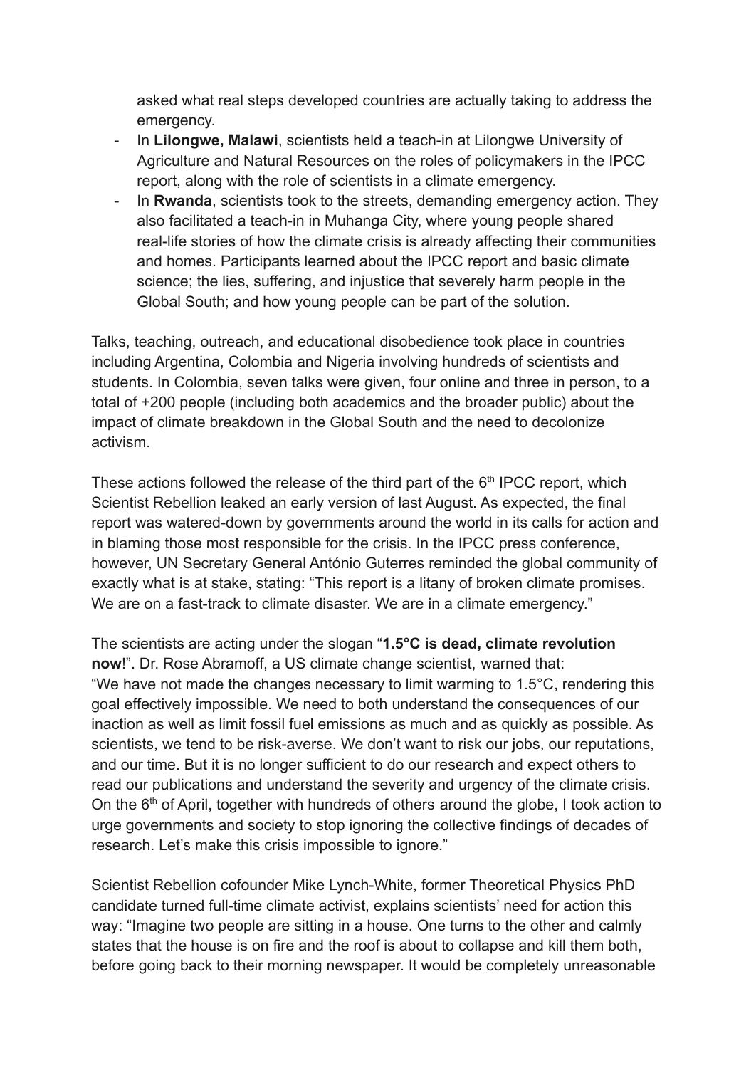asked what real steps developed countries are actually taking to address the emergency.

- In **Lilongwe, Malawi**, scientists held a teach-in at Lilongwe University of Agriculture and Natural Resources on the roles of policymakers in the IPCC report, along with the role of scientists in a climate emergency.
- In **Rwanda**, scientists took to the streets, demanding emergency action. They also facilitated a teach-in in Muhanga City, where young people shared real-life stories of how the climate crisis is already affecting their communities and homes. Participants learned about the IPCC report and basic climate science; the lies, suffering, and injustice that severely harm people in the Global South; and how young people can be part of the solution.

Talks, teaching, outreach, and educational disobedience took place in countries including Argentina, Colombia and Nigeria involving hundreds of scientists and students. In Colombia, seven talks were given, four online and three in person, to a total of +200 people (including both academics and the broader public) about the impact of climate breakdown in the Global South and the need to decolonize activism.

These actions followed the release of the third part of the 6th IPCC report, which Scientist Rebellion leaked an early version of last August. As expected, the final report was watered-down by governments around the world in its calls for action and in blaming those most responsible for the crisis. In the IPCC press conference, however, UN Secretary General António Guterres reminded the global community of exactly what is at stake, stating: "This report is a litany of broken climate promises. We are on a fast-track to climate disaster. We are in a climate emergency."

The scientists are acting under the slogan "**1.5°C is dead, climate revolution now**!". Dr. Rose Abramoff, a US climate change scientist, warned that: "We have not made the changes necessary to limit warming to 1.5°C, rendering this goal effectively impossible. We need to both understand the consequences of our inaction as well as limit fossil fuel emissions as much and as quickly as possible. As scientists, we tend to be risk-averse. We don't want to risk our jobs, our reputations, and our time. But it is no longer sufficient to do our research and expect others to read our publications and understand the severity and urgency of the climate crisis. On the 6th of April, together with hundreds of others around the globe, I took action to urge governments and society to stop ignoring the collective findings of decades of research. Let's make this crisis impossible to ignore."

Scientist Rebellion cofounder Mike Lynch-White, former Theoretical Physics PhD candidate turned full-time climate activist, explains scientists' need for action this way: "Imagine two people are sitting in a house. One turns to the other and calmly states that the house is on fire and the roof is about to collapse and kill them both, before going back to their morning newspaper. It would be completely unreasonable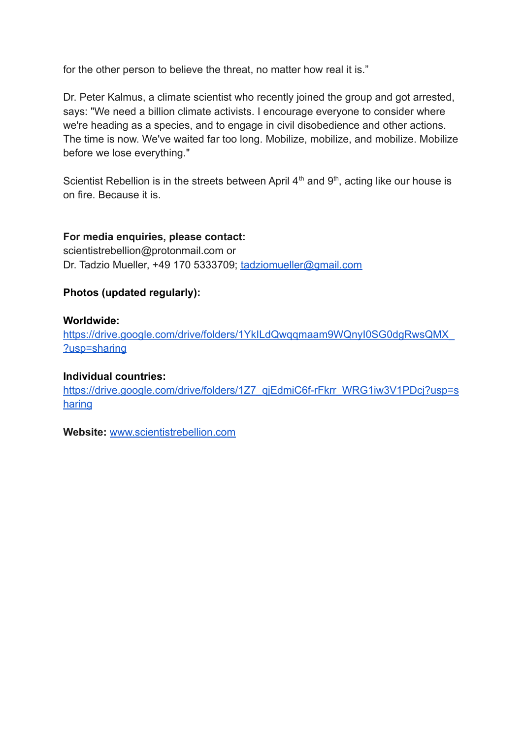for the other person to believe the threat, no matter how real it is."

Dr. Peter Kalmus, a climate scientist who recently joined the group and got arrested, says: "We need a billion climate activists. I encourage everyone to consider where we're heading as a species, and to engage in civil disobedience and other actions. The time is now. We've waited far too long. Mobilize, mobilize, and mobilize. Mobilize before we lose everything."

Scientist Rebellion is in the streets between April 4th and 9th, acting like our house is on fire. Because it is.

**For media enquiries, please contact:**
scientistrebellion@protonmail.com or
Dr. Tadzio Mueller, +49 170 5333709; tadziomueller@gmail.com

**Photos (updated regularly):**

**Worldwide:**
https://drive.google.com/drive/folders/1YkILdQwqqmaam9WQnyI0SG0dgRwsQMX_?usp=sharing

**Individual countries:**
https://drive.google.com/drive/folders/1Z7_qjEdmiC6f-rFkrr_WRG1iw3V1PDcj?usp=sharing

**Website:** www.scientistrebellion.com